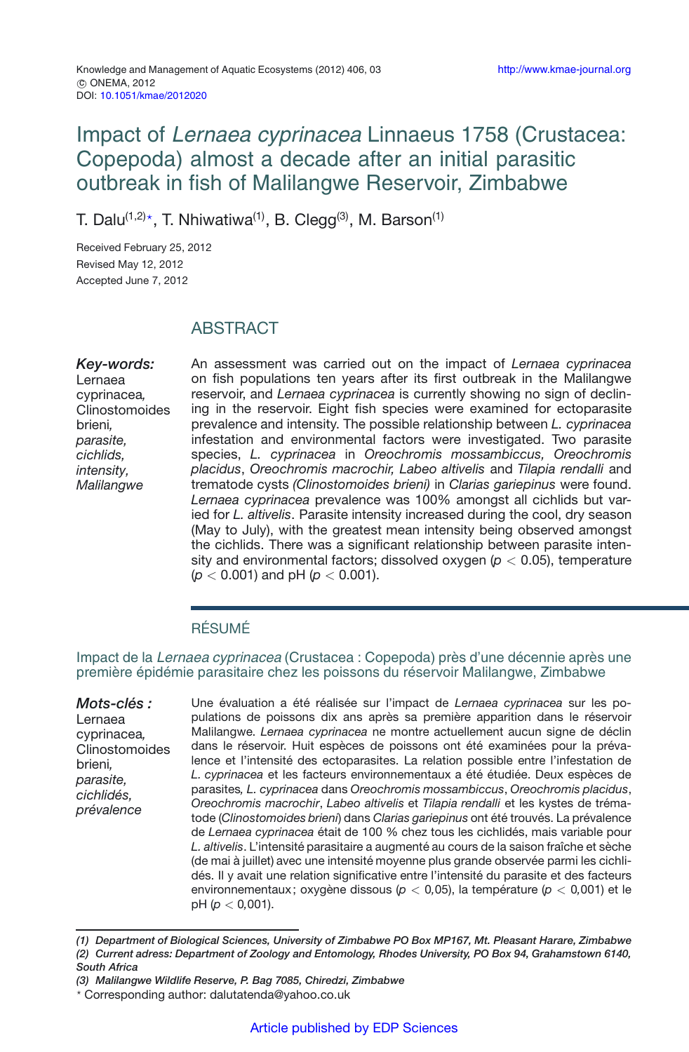Knowledge and Management of Aquatic Ecosystems (2012) 406, 03
© ONEMA, 2012
DOI: 10.1051/kmae/2012020

http://www.kmae-journal.org

# Impact of *Lernaea cyprinacea* Linnaeus 1758 (Crustacea: Copepoda) almost a decade after an initial parasitic outbreak in fish of Malilangwe Reservoir, Zimbabwe

T. Dalu[1,2]*, T. Nhiwatiwa[1], B. Clegg[3], M. Barson[1]

Received February 25, 2012
Revised May 12, 2012
Accepted June 7, 2012

## ABSTRACT

***Key-words:*** Lernaea cyprinacea, Clinostomoides brieni, *parasite, cichlids, intensity, Malilangwe*

An assessment was carried out on the impact of *Lernaea cyprinacea* on fish populations ten years after its first outbreak in the Malilangwe reservoir, and *Lernaea cyprinacea* is currently showing no sign of declining in the reservoir. Eight fish species were examined for ectoparasite prevalence and intensity. The possible relationship between *L. cyprinacea* infestation and environmental factors were investigated. Two parasite species, *L. cyprinacea* in *Oreochromis mossambiccus, Oreochromis placidus*, *Oreochromis macrochir, Labeo altivelis* and *Tilapia rendalli* and trematode cysts *(Clinostomoides brieni)* in *Clarias gariepinus* were found. *Lernaea cyprinacea* prevalence was 100% amongst all cichlids but varied for *L. altivelis*. Parasite intensity increased during the cool, dry season (May to July), with the greatest mean intensity being observed amongst the cichlids. There was a significant relationship between parasite intensity and environmental factors; dissolved oxygen ($p < 0.05$), temperature ($p < 0.001$) and pH ($p < 0.001$).

## RÉSUMÉ

Impact de la *Lernaea cyprinacea* (Crustacea : Copepoda) près d'une décennie après une première épidémie parasitaire chez les poissons du réservoir Malilangwe, Zimbabwe

***Mots-clés :*** Lernaea cyprinacea, Clinostomoides brieni, *parasite, cichlidés, prévalence*

Une évaluation a été réalisée sur l'impact de *Lernaea cyprinacea* sur les populations de poissons dix ans après sa première apparition dans le réservoir Malilangwe. *Lernaea cyprinacea* ne montre actuellement aucun signe de déclin dans le réservoir. Huit espèces de poissons ont été examinées pour la prévalence et l'intensité des ectoparasites. La relation possible entre l'infestation de *L. cyprinacea* et les facteurs environnementaux a été étudiée. Deux espèces de parasites, *L. cyprinacea* dans *Oreochromis mossambiccus*, *Oreochromis placidus*, *Oreochromis macrochir*, *Labeo altivelis* et *Tilapia rendalli* et les kystes de trématode (*Clinostomoides brieni*) dans *Clarias gariepinus* ont été trouvés. La prévalence de *Lernaea cyprinacea* était de 100 % chez tous les cichlidés, mais variable pour *L. altivelis*. L'intensité parasitaire a augmenté au cours de la saison fraîche et sèche (de mai à juillet) avec une intensité moyenne plus grande observée parmi les cichlidés. Il y avait une relation significative entre l'intensité du parasite et des facteurs environnementaux ; oxygène dissous ($p < 0,05$), la température ($p < 0,001$) et le pH ($p < 0,001$).

***(1) Department of Biological Sciences, University of Zimbabwe PO Box MP167, Mt. Pleasant Harare, Zimbabwe***
***(2) Current adress: Department of Zoology and Entomology, Rhodes University, PO Box 94, Grahamstown 6140, South Africa***
***(3) Malilangwe Wildlife Reserve, P. Bag 7085, Chiredzi, Zimbabwe***
\* Corresponding author: dalutatenda@yahoo.co.uk

Article published by EDP Sciences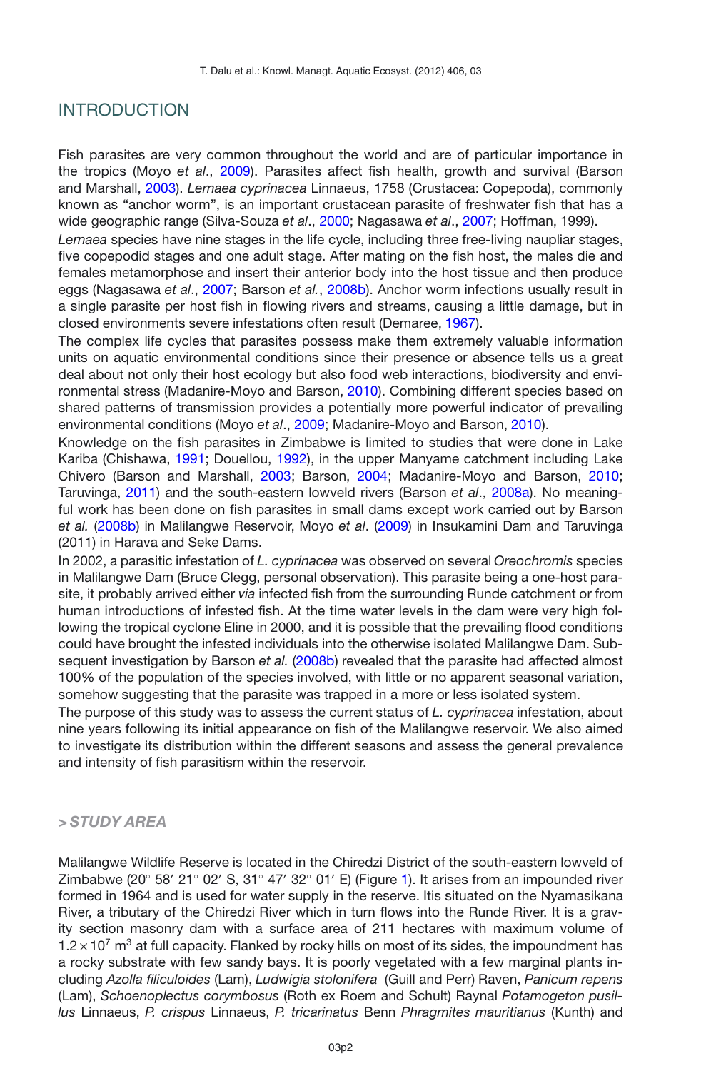## INTRODUCTION

Fish parasites are very common throughout the world and are of particular importance in the tropics (Moyo *et al*., 2009). Parasites affect fish health, growth and survival (Barson and Marshall, 2003). *Lernaea cyprinacea* Linnaeus, 1758 (Crustacea: Copepoda), commonly known as "anchor worm", is an important crustacean parasite of freshwater fish that has a wide geographic range (Silva-Souza *et al*., 2000; Nagasawa *et al*., 2007; Hoffman, 1999).

*Lernaea* species have nine stages in the life cycle, including three free-living nauplier stages, five copepodid stages and one adult stage. After mating on the fish host, the males die and females metamorphose and insert their anterior body into the host tissue and then produce eggs (Nagasawa *et al*., 2007; Barson *et al.*, 2008b). Anchor worm infections usually result in a single parasite per host fish in flowing rivers and streams, causing a little damage, but in closed environments severe infestations often result (Demaree, 1967).

The complex life cycles that parasites possess make them extremely valuable information units on aquatic environmental conditions since their presence or absence tells us a great deal about not only their host ecology but also food web interactions, biodiversity and environmental stress (Madanire-Moyo and Barson, 2010). Combining different species based on shared patterns of transmission provides a potentially more powerful indicator of prevailing environmental conditions (Moyo *et al*., 2009; Madanire-Moyo and Barson, 2010).

Knowledge on the fish parasites in Zimbabwe is limited to studies that were done in Lake Kariba (Chishawa, 1991; Douellou, 1992), in the upper Manyame catchment including Lake Chivero (Barson and Marshall, 2003; Barson, 2004; Madanire-Moyo and Barson, 2010; Taruvinga, 2011) and the south-eastern lowveld rivers (Barson *et al*., 2008a). No meaningful work has been done on fish parasites in small dams except work carried out by Barson *et al.* (2008b) in Malilangwe Reservoir, Moyo *et al*. (2009) in Insukamini Dam and Taruvinga (2011) in Harava and Seke Dams.

In 2002, a parasitic infestation of *L. cyprinacea* was observed on several *Oreochromis* species in Malilangwe Dam (Bruce Clegg, personal observation). This parasite being a one-host parasite, it probably arrived either *via* infected fish from the surrounding Runde catchment or from human introductions of infested fish. At the time water levels in the dam were very high following the tropical cyclone Eline in 2000, and it is possible that the prevailing flood conditions could have brought the infested individuals into the otherwise isolated Malilangwe Dam. Subsequent investigation by Barson *et al.* (2008b) revealed that the parasite had affected almost 100% of the population of the species involved, with little or no apparent seasonal variation, somehow suggesting that the parasite was trapped in a more or less isolated system.

The purpose of this study was to assess the current status of *L. cyprinacea* infestation, about nine years following its initial appearance on fish of the Malilangwe reservoir. We also aimed to investigate its distribution within the different seasons and assess the general prevalence and intensity of fish parasitism within the reservoir.

### > *STUDY AREA*

Malilangwe Wildlife Reserve is located in the Chiredzi District of the south-eastern lowveld of Zimbabwe (20° 58′ 21° 02′ S, 31° 47′ 32° 01′ E) (Figure 1). It arises from an impounded river formed in 1964 and is used for water supply in the reserve. Itis situated on the Nyamasikana River, a tributary of the Chiredzi River which in turn flows into the Runde River. It is a gravity section masonry dam with a surface area of 211 hectares with maximum volume of $1.2 \times 10^7$ m$^3$ at full capacity. Flanked by rocky hills on most of its sides, the impoundment has a rocky substrate with few sandy bays. It is poorly vegetated with a few marginal plants including *Azolla filiculoides* (Lam), *Ludwigia stolonifera* (Guill and Perr) Raven, *Panicum repens* (Lam), *Schoenoplectus corymbosus* (Roth ex Roem and Schult) Raynal *Potamogeton pusillus* Linnaeus, *P. crispus* Linnaeus, *P. tricarinatus* Benn *Phragmites mauritianus* (Kunth) and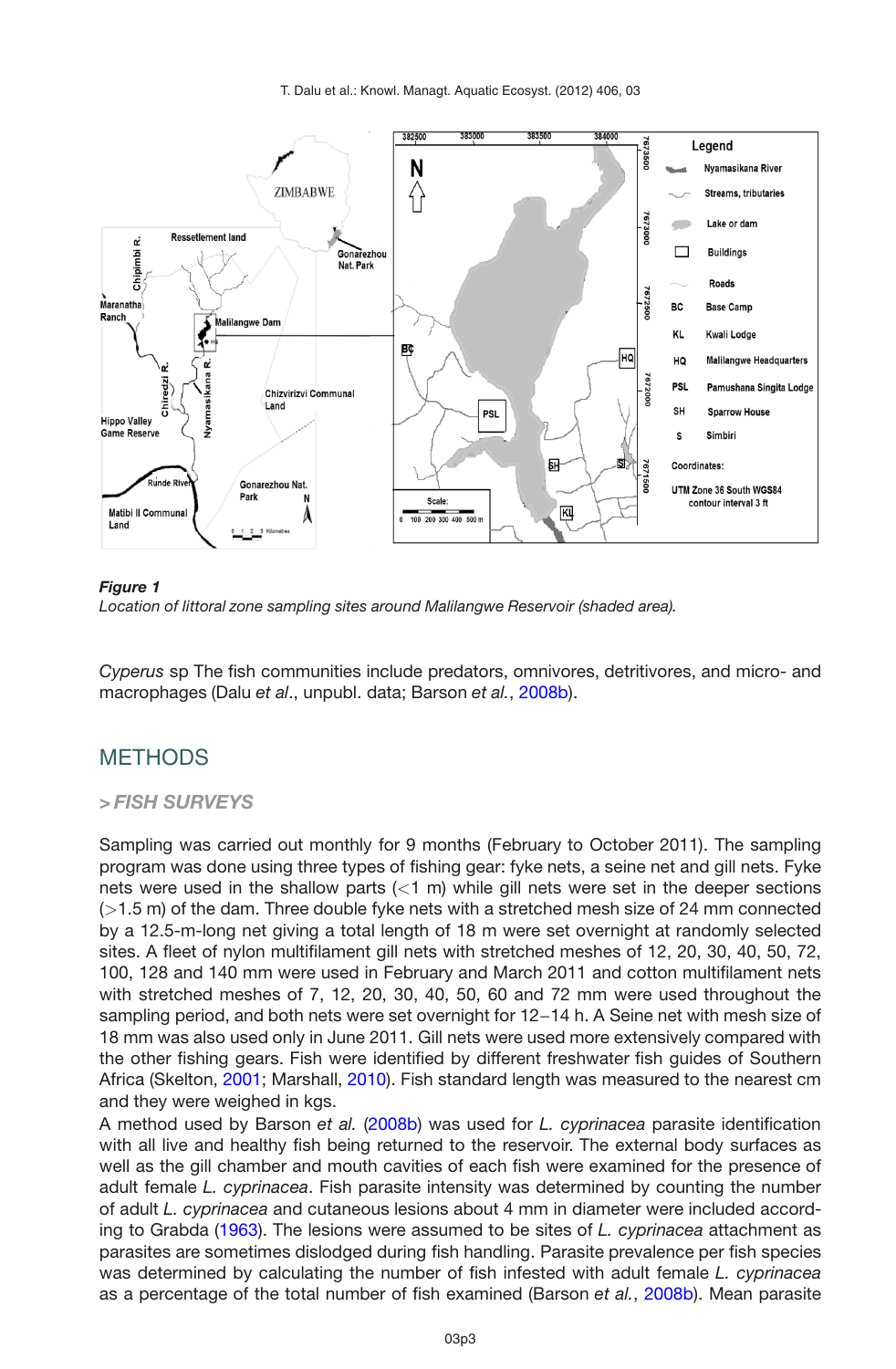***Figure 1***
*Location of littoral zone sampling sites around Malilangwe Reservoir (shaded area).*

*Cyperus* sp The fish communities include predators, omnivores, detritivores, and micro- and macrophages (Dalu *et al*., unpubl. data; Barson *et al.*, 2008b).

## METHODS

### > *FISH SURVEYS*

Sampling was carried out monthly for 9 months (February to October 2011). The sampling program was done using three types of fishing gear: fyke nets, a seine net and gill nets. Fyke nets were used in the shallow parts (<1 m) while gill nets were set in the deeper sections (>1.5 m) of the dam. Three double fyke nets with a stretched mesh size of 24 mm connected by a 12.5-m-long net giving a total length of 18 m were set overnight at randomly selected sites. A fleet of nylon multifilament gill nets with stretched meshes of 12, 20, 30, 40, 50, 72, 100, 128 and 140 mm were used in February and March 2011 and cotton multifilament nets with stretched meshes of 7, 12, 20, 30, 40, 50, 60 and 72 mm were used throughout the sampling period, and both nets were set overnight for 12–14 h. A Seine net with mesh size of 18 mm was also used only in June 2011. Gill nets were used more extensively compared with the other fishing gears. Fish were identified by different freshwater fish guides of Southern Africa (Skelton, 2001; Marshall, 2010). Fish standard length was measured to the nearest cm and they were weighed in kgs.

A method used by Barson *et al.* (2008b) was used for *L. cyprinacea* parasite identification with all live and healthy fish being returned to the reservoir. The external body surfaces as well as the gill chamber and mouth cavities of each fish were examined for the presence of adult female *L. cyprinacea*. Fish parasite intensity was determined by counting the number of adult *L. cyprinacea* and cutaneous lesions about 4 mm in diameter were included according to Grabda (1963). The lesions were assumed to be sites of *L. cyprinacea* attachment as parasites are sometimes dislodged during fish handling. Parasite prevalence per fish species was determined by calculating the number of fish infested with adult female *L. cyprinacea* as a percentage of the total number of fish examined (Barson *et al.*, 2008b). Mean parasite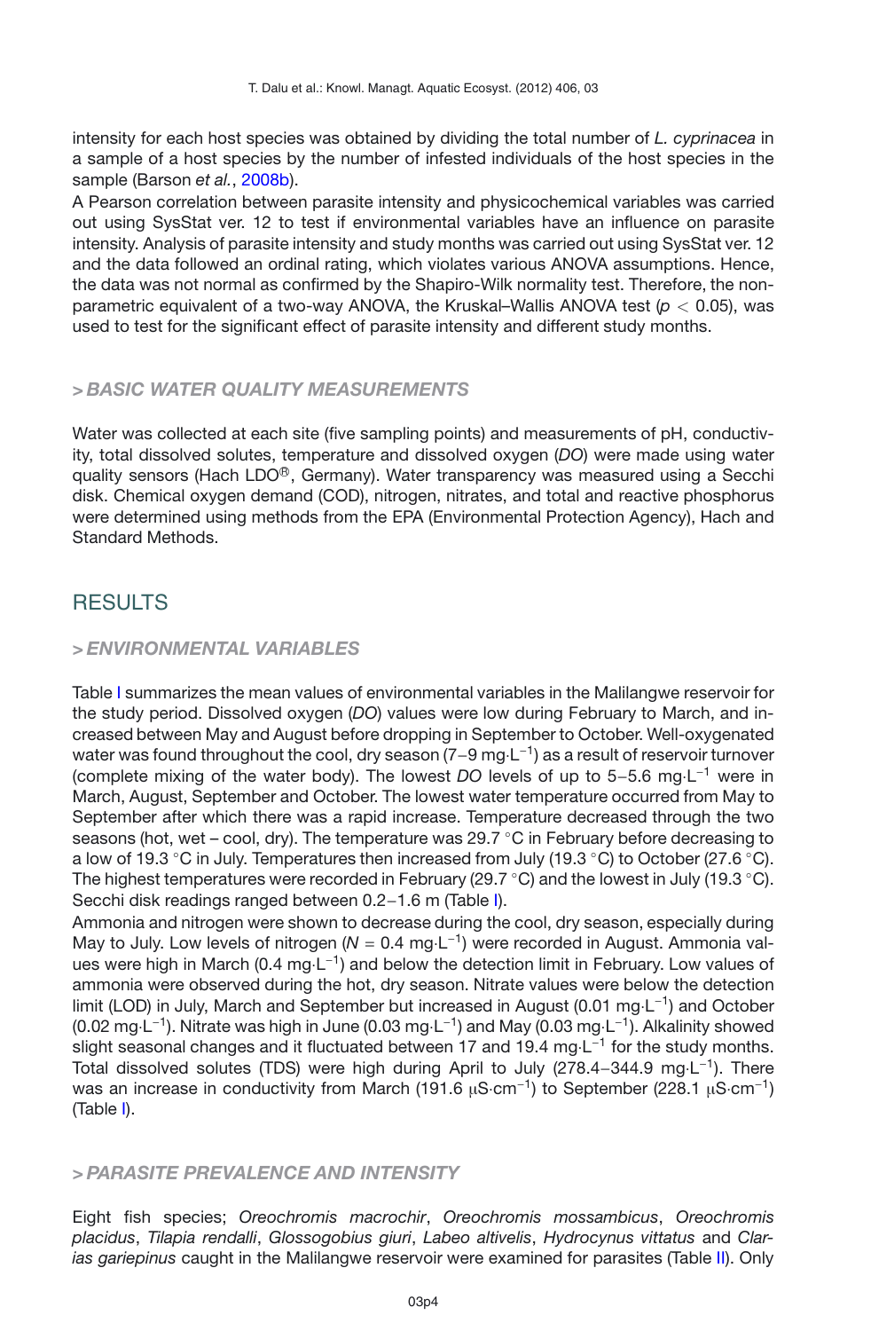intensity for each host species was obtained by dividing the total number of *L. cyprinacea* in a sample of a host species by the number of infested individuals of the host species in the sample (Barson *et al.*, 2008b).

A Pearson correlation between parasite intensity and physicochemical variables was carried out using SysStat ver. 12 to test if environmental variables have an influence on parasite intensity. Analysis of parasite intensity and study months was carried out using SysStat ver. 12 and the data followed an ordinal rating, which violates various ANOVA assumptions. Hence, the data was not normal as confirmed by the Shapiro-Wilk normality test. Therefore, the non-parametric equivalent of a two-way ANOVA, the Kruskal–Wallis ANOVA test ($p < 0.05$), was used to test for the significant effect of parasite intensity and different study months.

### > BASIC WATER QUALITY MEASUREMENTS

Water was collected at each site (five sampling points) and measurements of pH, conductivity, total dissolved solutes, temperature and dissolved oxygen (*DO*) were made using water quality sensors (Hach LDO®, Germany). Water transparency was measured using a Secchi disk. Chemical oxygen demand (COD), nitrogen, nitrates, and total and reactive phosphorus were determined using methods from the EPA (Environmental Protection Agency), Hach and Standard Methods.

## RESULTS

### > ENVIRONMENTAL VARIABLES

Table I summarizes the mean values of environmental variables in the Malilangwe reservoir for the study period. Dissolved oxygen (*DO*) values were low during February to March, and increased between May and August before dropping in September to October. Well-oxygenated water was found throughout the cool, dry season (7–9 mg·L$^{-1}$) as a result of reservoir turnover (complete mixing of the water body). The lowest *DO* levels of up to 5–5.6 mg·L$^{-1}$ were in March, August, September and October. The lowest water temperature occurred from May to September after which there was a rapid increase. Temperature decreased through the two seasons (hot, wet – cool, dry). The temperature was 29.7 °C in February before decreasing to a low of 19.3 °C in July. Temperatures then increased from July (19.3 °C) to October (27.6 °C). The highest temperatures were recorded in February (29.7 °C) and the lowest in July (19.3 °C). Secchi disk readings ranged between 0.2–1.6 m (Table I).

Ammonia and nitrogen were shown to decrease during the cool, dry season, especially during May to July. Low levels of nitrogen ($N$ = 0.4 mg·L$^{-1}$) were recorded in August. Ammonia values were high in March (0.4 mg·L$^{-1}$) and below the detection limit in February. Low values of ammonia were observed during the hot, dry season. Nitrate values were below the detection limit (LOD) in July, March and September but increased in August (0.01 mg·L$^{-1}$) and October (0.02 mg·L$^{-1}$). Nitrate was high in June (0.03 mg·L$^{-1}$) and May (0.03 mg·L$^{-1}$). Alkalinity showed slight seasonal changes and it fluctuated between 17 and 19.4 mg·L$^{-1}$ for the study months. Total dissolved solutes (TDS) were high during April to July (278.4–344.9 mg·L$^{-1}$). There was an increase in conductivity from March (191.6 μS·cm$^{-1}$) to September (228.1 μS·cm$^{-1}$) (Table I).

### > PARASITE PREVALENCE AND INTENSITY

Eight fish species; *Oreochromis macrochir*, *Oreochromis mossambicus*, *Oreochromis placidus*, *Tilapia rendalli*, *Glossogobius giuri*, *Labeo altivelis*, *Hydrocynus vittatus* and *Clarias gariepinus* caught in the Malilangwe reservoir were examined for parasites (Table II). Only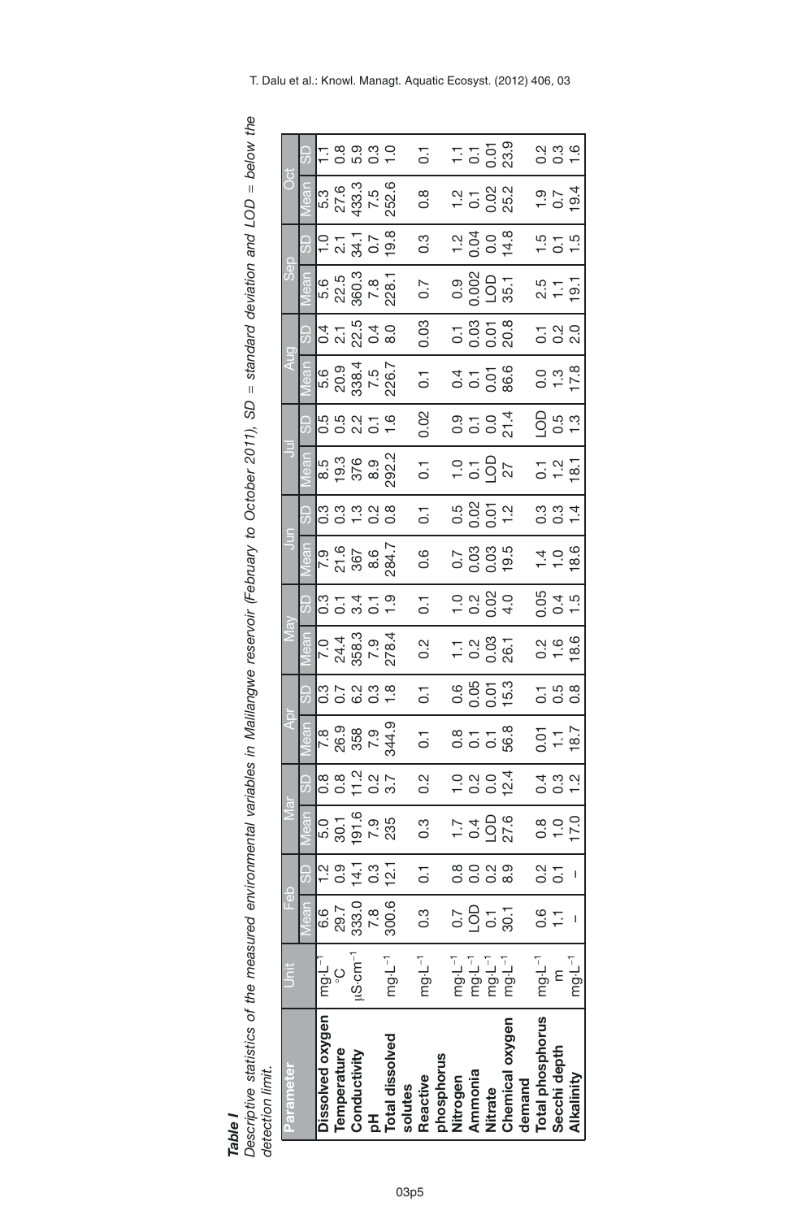***Table I***

*Descriptive statistics of the measured environmental variables in Malilangwe reservoir (February to October 2011), SD = standard deviation and LOD = below the detection limit.*

| Parameter | Unit | Feb | | Mar | | Apr | | May | | Jun | | Jul | | Aug | | Sep | | Oct | |
|---|---|---|---|---|---|---|---|---|---|---|---|---|---|---|---|---|---|---|---|
| | | Mean | SD | Mean | SD | Mean | SD | Mean | SD | Mean | SD | Mean | SD | Mean | SD | Mean | SD | Mean | SD |
| **Dissolved oxygen** | mg·L$^{-1}$ | 6.6 | 1.2 | 5.0 | 0.8 | 7.8 | 0.3 | 7.0 | 0.3 | 7.9 | 0.3 | 8.5 | 0.5 | 5.6 | 0.4 | 5.6 | 1.0 | 5.3 | 1.1 |
| **Temperature** | °C | 29.7 | 0.9 | 30.1 | 0.8 | 26.9 | 0.7 | 24.4 | 0.1 | 21.6 | 0.3 | 19.3 | 0.5 | 20.9 | 2.1 | 22.5 | 2.1 | 27.6 | 0.8 |
| **Conductivity** | μS·cm$^{-1}$ | 333.0 | 14.1 | 191.6 | 11.2 | 358 | 6.2 | 358.3 | 3.4 | 367 | 1.3 | 376 | 2.2 | 338.4 | 22.5 | 360.3 | 34.1 | 433.3 | 5.9 |
| **pH** | | 7.8 | 0.3 | 7.9 | 0.2 | 7.9 | 0.3 | 7.9 | 0.1 | 8.6 | 0.2 | 8.9 | 0.1 | 7.5 | 0.4 | 7.8 | 0.7 | 7.5 | 0.3 |
| **Total dissolved solutes** | mg·L$^{-1}$ | 300.6 | 12.1 | 235 | 3.7 | 344.9 | 1.8 | 278.4 | 1.9 | 284.7 | 0.8 | 292.2 | 1.6 | 226.7 | 8.0 | 228.1 | 19.8 | 252.6 | 1.0 |
| **Reactive phosphorus** | mg·L$^{-1}$ | 0.3 | 0.1 | 0.3 | 0.2 | 0.1 | 0.1 | 0.2 | 0.1 | 0.6 | 0.1 | 0.1 | 0.02 | 0.1 | 0.03 | 0.7 | 0.3 | 0.8 | 0.1 |
| **Nitrogen** | mg·L$^{-1}$ | 0.7 | 0.8 | 1.7 | 1.0 | 0.8 | 0.6 | 1.1 | 1.0 | 0.7 | 0.5 | 1.0 | 0.9 | 0.4 | 0.1 | 0.9 | 1.2 | 1.2 | 1.1 |
| **Ammonia** | mg·L$^{-1}$ | LOD | 0.0 | 0.4 | 0.2 | 0.1 | 0.05 | 0.2 | 0.2 | 0.03 | 0.02 | 0.1 | 0.1 | 0.1 | 0.03 | 0.002 | 0.04 | 0.1 | 0.1 |
| **Nitrate** | mg·L$^{-1}$ | 0.1 | 0.2 | LOD | 0.0 | 0.1 | 0.01 | 0.03 | 0.02 | 0.03 | 0.01 | LOD | 0.0 | 0.01 | 0.01 | LOD | 0.0 | 0.02 | 0.01 |
| **Chemical oxygen demand** | mg·L$^{-1}$ | 30.1 | 8.9 | 27.6 | 12.4 | 56.8 | 15.3 | 26.1 | 4.0 | 19.5 | 1.2 | 27 | 21.4 | 86.6 | 20.8 | 35.1 | 14.8 | 25.2 | 23.9 |
| **Total phosphorus** | mg·L$^{-1}$ | 0.6 | 0.2 | 0.8 | 0.4 | 0.01 | 0.1 | 0.2 | 0.05 | 1.4 | 0.3 | 0.1 | LOD | 0.0 | 0.1 | 2.5 | 1.5 | 1.9 | 0.2 |
| **Secchi depth** | m | 1.1 | 0.1 | 1.0 | 0.3 | 1.1 | 0.5 | 1.6 | 0.4 | 1.0 | 0.3 | 1.2 | 0.5 | 1.3 | 0.2 | 1.1 | 0.1 | 0.7 | 0.3 |
| **Alkalinity** | mg·L$^{-1}$ | – | – | 17.0 | 1.2 | 18.7 | 0.8 | 18.6 | 1.5 | 18.6 | 1.4 | 18.1 | 1.3 | 17.8 | 2.0 | 19.1 | 1.5 | 19.4 | 1.6 |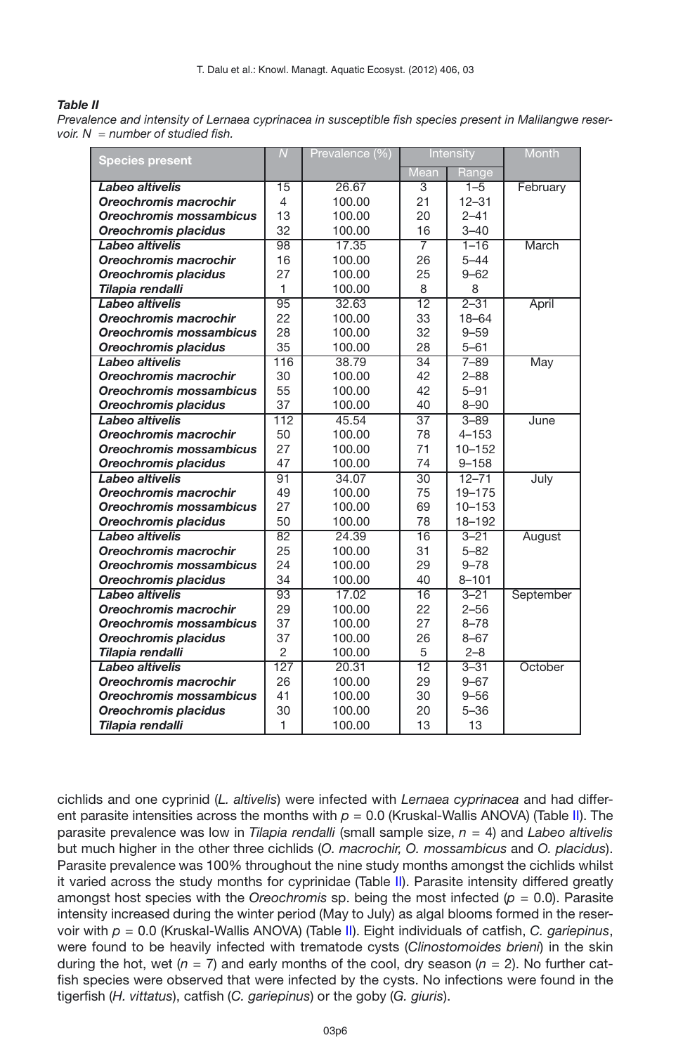***Table II***

*Prevalence and intensity of Lernaea cyprinacea in susceptible fish species present in Malilangwe reservoir. N = number of studied fish.*

| Species present | *N* | Prevalence (%) | Intensity | | Month |
|---|---|---|---|---|---|
| | | | Mean | Range | |
| ***Labeo altivelis*** | 15 | 26.67 | 3 | 1–5 | February |
| ***Oreochromis macrochir*** | 4 | 100.00 | 21 | 12–31 | |
| ***Oreochromis mossambicus*** | 13 | 100.00 | 20 | 2–41 | |
| ***Oreochromis placidus*** | 32 | 100.00 | 16 | 3–40 | |
| ***Labeo altivelis*** | 98 | 17.35 | 7 | 1–16 | March |
| ***Oreochromis macrochir*** | 16 | 100.00 | 26 | 5–44 | |
| ***Oreochromis placidus*** | 27 | 100.00 | 25 | 9–62 | |
| ***Tilapia rendalli*** | 1 | 100.00 | 8 | 8 | |
| ***Labeo altivelis*** | 95 | 32.63 | 12 | 2–31 | April |
| ***Oreochromis macrochir*** | 22 | 100.00 | 33 | 18–64 | |
| ***Oreochromis mossambicus*** | 28 | 100.00 | 32 | 9–59 | |
| ***Oreochromis placidus*** | 35 | 100.00 | 28 | 5–61 | |
| ***Labeo altivelis*** | 116 | 38.79 | 34 | 7–89 | May |
| ***Oreochromis macrochir*** | 30 | 100.00 | 42 | 2–88 | |
| ***Oreochromis mossambicus*** | 55 | 100.00 | 42 | 5–91 | |
| ***Oreochromis placidus*** | 37 | 100.00 | 40 | 8–90 | |
| ***Labeo altivelis*** | 112 | 45.54 | 37 | 3–89 | June |
| ***Oreochromis macrochir*** | 50 | 100.00 | 78 | 4–153 | |
| ***Oreochromis mossambicus*** | 27 | 100.00 | 71 | 10–152 | |
| ***Oreochromis placidus*** | 47 | 100.00 | 74 | 9–158 | |
| ***Labeo altivelis*** | 91 | 34.07 | 30 | 12–71 | July |
| ***Oreochromis macrochir*** | 49 | 100.00 | 75 | 19–175 | |
| ***Oreochromis mossambicus*** | 27 | 100.00 | 69 | 10–153 | |
| ***Oreochromis placidus*** | 50 | 100.00 | 78 | 18–192 | |
| ***Labeo altivelis*** | 82 | 24.39 | 16 | 3–21 | August |
| ***Oreochromis macrochir*** | 25 | 100.00 | 31 | 5–82 | |
| ***Oreochromis mossambicus*** | 24 | 100.00 | 29 | 9–78 | |
| ***Oreochromis placidus*** | 34 | 100.00 | 40 | 8–101 | |
| ***Labeo altivelis*** | 93 | 17.02 | 16 | 3–21 | September |
| ***Oreochromis macrochir*** | 29 | 100.00 | 22 | 2–56 | |
| ***Oreochromis mossambicus*** | 37 | 100.00 | 27 | 8–78 | |
| ***Oreochromis placidus*** | 37 | 100.00 | 26 | 8–67 | |
| ***Tilapia rendalli*** | 2 | 100.00 | 5 | 2–8 | |
| ***Labeo altivelis*** | 127 | 20.31 | 12 | 3–31 | October |
| ***Oreochromis macrochir*** | 26 | 100.00 | 29 | 9–67 | |
| ***Oreochromis mossambicus*** | 41 | 100.00 | 30 | 9–56 | |
| ***Oreochromis placidus*** | 30 | 100.00 | 20 | 5–36 | |
| ***Tilapia rendalli*** | 1 | 100.00 | 13 | 13 | |

cichlids and one cyprinid (*L. altivelis*) were infected with *Lernaea cyprinacea* and had different parasite intensities across the months with $p = 0.0$ (Kruskal-Wallis ANOVA) (Table II). The parasite prevalence was low in *Tilapia rendalli* (small sample size, $n = 4$) and *Labeo altivelis* but much higher in the other three cichlids (*O. macrochir, O. mossambicus* and *O. placidus*). Parasite prevalence was 100% throughout the nine study months amongst the cichlids whilst it varied across the study months for cyprinidae (Table II). Parasite intensity differed greatly amongst host species with the *Oreochromis* sp. being the most infected ($p = 0.0$). Parasite intensity increased during the winter period (May to July) as algal blooms formed in the reservoir with $p = 0.0$ (Kruskal-Wallis ANOVA) (Table II). Eight individuals of catfish, *C. gariepinus*, were found to be heavily infected with trematode cysts (*Clinostomoides brieni*) in the skin during the hot, wet ($n = 7$) and early months of the cool, dry season ($n = 2$). No further catfish species were observed that were infected by the cysts. No infections were found in the tigerfish (*H. vittatus*), catfish (*C. gariepinus*) or the goby (*G. giuris*).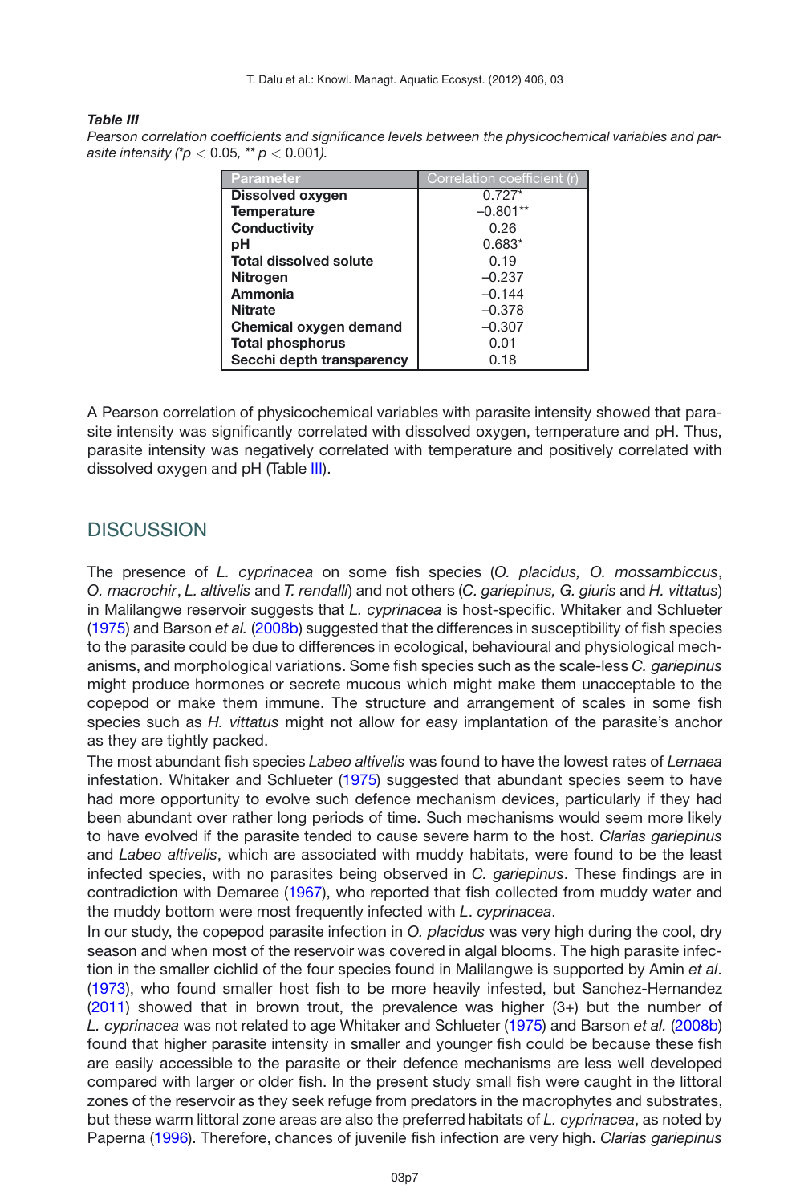***Table III***
*Pearson correlation coefficients and significance levels between the physicochemical variables and parasite intensity (\*$p < 0.05$, \*\* $p < 0.001$).*

| Parameter | Correlation coefficient (r) |
|---|---|
| **Dissolved oxygen** | 0.727* |
| **Temperature** | –0.801** |
| **Conductivity** | 0.26 |
| **pH** | 0.683* |
| **Total dissolved solute** | 0.19 |
| **Nitrogen** | –0.237 |
| **Ammonia** | –0.144 |
| **Nitrate** | –0.378 |
| **Chemical oxygen demand** | –0.307 |
| **Total phosphorus** | 0.01 |
| **Secchi depth transparency** | 0.18 |

A Pearson correlation of physicochemical variables with parasite intensity showed that parasite intensity was significantly correlated with dissolved oxygen, temperature and pH. Thus, parasite intensity was negatively correlated with temperature and positively correlated with dissolved oxygen and pH (Table III).

## DISCUSSION

The presence of *L. cyprinacea* on some fish species (*O. placidus, O. mossambiccus*, *O. macrochir*, *L. altivelis* and *T. rendalli*) and not others (*C. gariepinus, G. giuris* and *H. vittatus*) in Malilangwe reservoir suggests that *L. cyprinacea* is host-specific. Whitaker and Schlueter (1975) and Barson *et al.* (2008b) suggested that the differences in susceptibility of fish species to the parasite could be due to differences in ecological, behavioural and physiological mechanisms, and morphological variations. Some fish species such as the scale-less *C. gariepinus* might produce hormones or secrete mucous which might make them unacceptable to the copepod or make them immune. The structure and arrangement of scales in some fish species such as *H. vittatus* might not allow for easy implantation of the parasite's anchor as they are tightly packed.

The most abundant fish species *Labeo altivelis* was found to have the lowest rates of *Lernaea* infestation. Whitaker and Schlueter (1975) suggested that abundant species seem to have had more opportunity to evolve such defence mechanism devices, particularly if they had been abundant over rather long periods of time. Such mechanisms would seem more likely to have evolved if the parasite tended to cause severe harm to the host. *Clarias gariepinus* and *Labeo altivelis*, which are associated with muddy habitats, were found to be the least infected species, with no parasites being observed in *C. gariepinus*. These findings are in contradiction with Demaree (1967), who reported that fish collected from muddy water and the muddy bottom were most frequently infected with *L. cyprinacea*.

In our study, the copepod parasite infection in *O. placidus* was very high during the cool, dry season and when most of the reservoir was covered in algal blooms. The high parasite infection in the smaller cichlid of the four species found in Malilangwe is supported by Amin *et al*. (1973), who found smaller host fish to be more heavily infested, but Sanchez-Hernandez (2011) showed that in brown trout, the prevalence was higher (3+) but the number of *L. cyprinacea* was not related to age Whitaker and Schlueter (1975) and Barson *et al.* (2008b) found that higher parasite intensity in smaller and younger fish could be because these fish are easily accessible to the parasite or their defence mechanisms are less well developed compared with larger or older fish. In the present study small fish were caught in the littoral zones of the reservoir as they seek refuge from predators in the macrophytes and substrates, but these warm littoral zone areas are also the preferred habitats of *L. cyprinacea*, as noted by Paperna (1996). Therefore, chances of juvenile fish infection are very high. *Clarias gariepinus*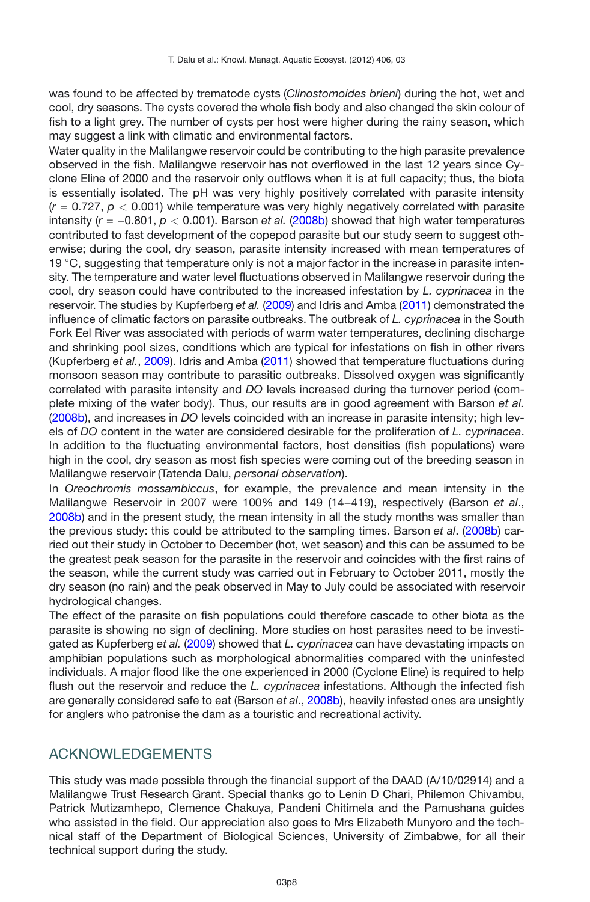was found to be affected by trematode cysts (*Clinostomoides brieni*) during the hot, wet and cool, dry seasons. The cysts covered the whole fish body and also changed the skin colour of fish to a light grey. The number of cysts per host were higher during the rainy season, which may suggest a link with climatic and environmental factors.

Water quality in the Malilangwe reservoir could be contributing to the high parasite prevalence observed in the fish. Malilangwe reservoir has not overflowed in the last 12 years since Cyclone Eline of 2000 and the reservoir only outflows when it is at full capacity; thus, the biota is essentially isolated. The pH was very highly positively correlated with parasite intensity ($r = 0.727$, $p < 0.001$) while temperature was very highly negatively correlated with parasite intensity ($r = -0.801$, $p < 0.001$). Barson *et al.* (2008b) showed that high water temperatures contributed to fast development of the copepod parasite but our study seem to suggest otherwise; during the cool, dry season, parasite intensity increased with mean temperatures of 19 °C, suggesting that temperature only is not a major factor in the increase in parasite intensity. The temperature and water level fluctuations observed in Malilangwe reservoir during the cool, dry season could have contributed to the increased infestation by *L. cyprinacea* in the reservoir. The studies by Kupferberg *et al.* (2009) and Idris and Amba (2011) demonstrated the influence of climatic factors on parasite outbreaks. The outbreak of *L. cyprinacea* in the South Fork Eel River was associated with periods of warm water temperatures, declining discharge and shrinking pool sizes, conditions which are typical for infestations on fish in other rivers (Kupferberg *et al.*, 2009). Idris and Amba (2011) showed that temperature fluctuations during monsoon season may contribute to parasitic outbreaks. Dissolved oxygen was significantly correlated with parasite intensity and *DO* levels increased during the turnover period (complete mixing of the water body). Thus, our results are in good agreement with Barson *et al.* (2008b), and increases in *DO* levels coincided with an increase in parasite intensity; high levels of *DO* content in the water are considered desirable for the proliferation of *L. cyprinacea*. In addition to the fluctuating environmental factors, host densities (fish populations) were high in the cool, dry season as most fish species were coming out of the breeding season in Malilangwe reservoir (Tatenda Dalu, *personal observation*).

In *Oreochromis mossambiccus*, for example, the prevalence and mean intensity in the Malilangwe Reservoir in 2007 were 100% and 149 (14–419), respectively (Barson *et al*., 2008b) and in the present study, the mean intensity in all the study months was smaller than the previous study: this could be attributed to the sampling times. Barson *et al*. (2008b) carried out their study in October to December (hot, wet season) and this can be assumed to be the greatest peak season for the parasite in the reservoir and coincides with the first rains of the season, while the current study was carried out in February to October 2011, mostly the dry season (no rain) and the peak observed in May to July could be associated with reservoir hydrological changes.

The effect of the parasite on fish populations could therefore cascade to other biota as the parasite is showing no sign of declining. More studies on host parasites need to be investigated as Kupferberg *et al.* (2009) showed that *L. cyprinacea* can have devastating impacts on amphibian populations such as morphological abnormalities compared with the uninfested individuals. A major flood like the one experienced in 2000 (Cyclone Eline) is required to help flush out the reservoir and reduce the *L. cyprinacea* infestations. Although the infected fish are generally considered safe to eat (Barson *et al*., 2008b), heavily infested ones are unsightly for anglers who patronise the dam as a touristic and recreational activity.

## ACKNOWLEDGEMENTS

This study was made possible through the financial support of the DAAD (A/10/02914) and a Malilangwe Trust Research Grant. Special thanks go to Lenin D Chari, Philemon Chivambu, Patrick Mutizamhepo, Clemence Chakuya, Pandeni Chitimela and the Pamushana guides who assisted in the field. Our appreciation also goes to Mrs Elizabeth Munyoro and the technical staff of the Department of Biological Sciences, University of Zimbabwe, for all their technical support during the study.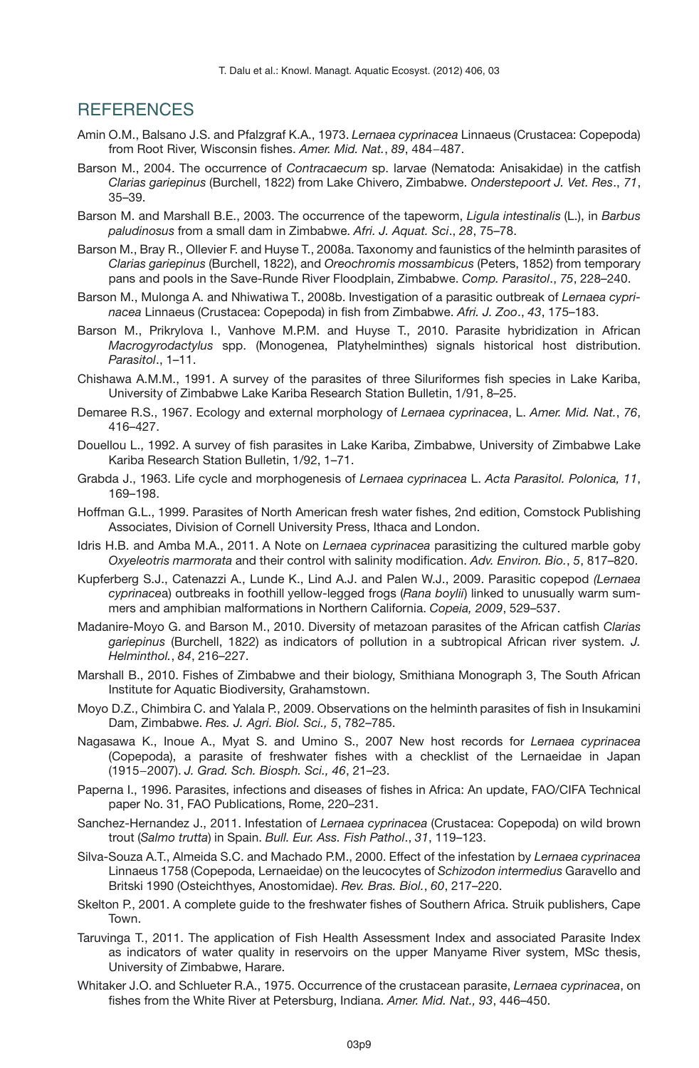## REFERENCES

Amin O.M., Balsano J.S. and Pfalzgraf K.A., 1973. *Lernaea cyprinacea* Linnaeus (Crustacea: Copepoda) from Root River, Wisconsin fishes. *Amer. Mid. Nat.*, *89*, 484−487.

Barson M., 2004. The occurrence of *Contracaecum* sp. larvae (Nematoda: Anisakidae) in the catfish *Clarias gariepinus* (Burchell, 1822) from Lake Chivero, Zimbabwe. *Onderstepoort J. Vet. Res*., *71*, 35–39.

Barson M. and Marshall B.E., 2003. The occurrence of the tapeworm, *Ligula intestinalis* (L.), in *Barbus paludinosus* from a small dam in Zimbabwe. *Afri. J. Aquat. Sci*., *28*, 75–78.

Barson M., Bray R., Ollevier F. and Huyse T., 2008a. Taxonomy and faunistics of the helminth parasites of *Clarias gariepinus* (Burchell, 1822), and *Oreochromis mossambicus* (Peters, 1852) from temporary pans and pools in the Save-Runde River Floodplain, Zimbabwe. *Comp. Parasitol*., *75*, 228–240.

Barson M., Mulonga A. and Nhiwatiwa T., 2008b. Investigation of a parasitic outbreak of *Lernaea cyprinacea* Linnaeus (Crustacea: Copepoda) in fish from Zimbabwe. *Afri. J. Zoo*., *43*, 175–183.

Barson M., Prikrylova I., Vanhove M.P.M. and Huyse T., 2010. Parasite hybridization in African *Macrogyrodactylus* spp. (Monogenea, Platyhelminthes) signals historical host distribution. *Parasitol*., 1–11.

Chishawa A.M.M., 1991. A survey of the parasites of three Siluriformes fish species in Lake Kariba, University of Zimbabwe Lake Kariba Research Station Bulletin, 1/91, 8–25.

Demaree R.S., 1967. Ecology and external morphology of *Lernaea cyprinacea*, L. *Amer. Mid. Nat.*, *76*, 416–427.

Douellou L., 1992. A survey of fish parasites in Lake Kariba, Zimbabwe, University of Zimbabwe Lake Kariba Research Station Bulletin, 1/92, 1–71.

Grabda J., 1963. Life cycle and morphogenesis of *Lernaea cyprinacea* L. *Acta Parasitol. Polonica, 11*, 169–198.

Hoffman G.L., 1999. Parasites of North American fresh water fishes, 2nd edition, Comstock Publishing Associates, Division of Cornell University Press, Ithaca and London.

Idris H.B. and Amba M.A., 2011. A Note on *Lernaea cyprinacea* parasitizing the cultured marble goby *Oxyeleotris marmorata* and their control with salinity modification. *Adv. Environ. Bio.*, *5*, 817–820.

Kupferberg S.J., Catenazzi A., Lunde K., Lind A.J. and Palen W.J., 2009. Parasitic copepod *(Lernaea cyprinacea*) outbreaks in foothill yellow-legged frogs (*Rana boylii*) linked to unusually warm summers and amphibian malformations in Northern California. *Copeia, 2009*, 529–537.

Madanire-Moyo G. and Barson M., 2010. Diversity of metazoan parasites of the African catfish *Clarias gariepinus* (Burchell, 1822) as indicators of pollution in a subtropical African river system. *J. Helminthol.*, *84*, 216–227.

Marshall B., 2010. Fishes of Zimbabwe and their biology, Smithiana Monograph 3, The South African Institute for Aquatic Biodiversity, Grahamstown.

Moyo D.Z., Chimbira C. and Yalala P., 2009. Observations on the helminth parasites of fish in Insukamini Dam, Zimbabwe. *Res. J. Agri. Biol. Sci., 5*, 782–785.

Nagasawa K., Inoue A., Myat S. and Umino S., 2007 New host records for *Lernaea cyprinacea* (Copepoda), a parasite of freshwater fishes with a checklist of the Lernaeidae in Japan (1915−2007). *J. Grad. Sch. Biosph. Sci., 46*, 21–23.

Paperna I., 1996. Parasites, infections and diseases of fishes in Africa: An update, FAO/CIFA Technical paper No. 31, FAO Publications, Rome, 220–231.

Sanchez-Hernandez J., 2011. Infestation of *Lernaea cyprinacea* (Crustacea: Copepoda) on wild brown trout (*Salmo trutta*) in Spain. *Bull. Eur. Ass. Fish Pathol*., *31*, 119–123.

Silva-Souza A.T., Almeida S.C. and Machado P.M., 2000. Effect of the infestation by *Lernaea cyprinacea* Linnaeus 1758 (Copepoda, Lernaeidae) on the leucocytes of *Schizodon intermedius* Garavello and Britski 1990 (Osteichthyes, Anostomidae). *Rev. Bras. Biol.*, *60*, 217–220.

Skelton P., 2001. A complete guide to the freshwater fishes of Southern Africa. Struik publishers, Cape Town.

Taruvinga T., 2011. The application of Fish Health Assessment Index and associated Parasite Index as indicators of water quality in reservoirs on the upper Manyame River system, MSc thesis, University of Zimbabwe, Harare.

Whitaker J.O. and Schlueter R.A., 1975. Occurrence of the crustacean parasite, *Lernaea cyprinacea*, on fishes from the White River at Petersburg, Indiana. *Amer. Mid. Nat., 93*, 446–450.